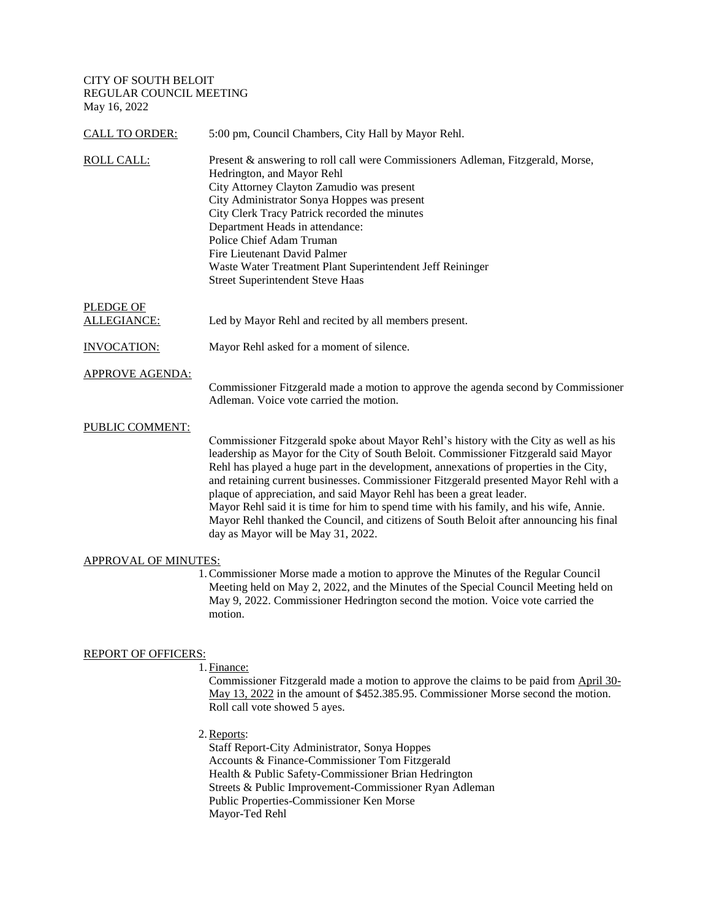CITY OF SOUTH BELOIT
REGULAR COUNCIL MEETING
May 16, 2022

<u>CALL TO ORDER:</u> 5:00 pm, Council Chambers, City Hall by Mayor Rehl.

<u>ROLL CALL:</u> Present & answering to roll call were Commissioners Adleman, Fitzgerald, Morse, Hedrington, and Mayor Rehl
City Attorney Clayton Zamudio was present
City Administrator Sonya Hoppes was present
City Clerk Tracy Patrick recorded the minutes
Department Heads in attendance:
Police Chief Adam Truman
Fire Lieutenant David Palmer
Waste Water Treatment Plant Superintendent Jeff Reininger
Street Superintendent Steve Haas

<u>PLEDGE OF ALLEGIANCE:</u> Led by Mayor Rehl and recited by all members present.

<u>INVOCATION:</u> Mayor Rehl asked for a moment of silence.

<u>APPROVE AGENDA:</u>

Commissioner Fitzgerald made a motion to approve the agenda second by Commissioner Adleman. Voice vote carried the motion.

<u>PUBLIC COMMENT:</u>

Commissioner Fitzgerald spoke about Mayor Rehl's history with the City as well as his leadership as Mayor for the City of South Beloit. Commissioner Fitzgerald said Mayor Rehl has played a huge part in the development, annexations of properties in the City, and retaining current businesses. Commissioner Fitzgerald presented Mayor Rehl with a plaque of appreciation, and said Mayor Rehl has been a great leader.
Mayor Rehl said it is time for him to spend time with his family, and his wife, Annie. Mayor Rehl thanked the Council, and citizens of South Beloit after announcing his final day as Mayor will be May 31, 2022.

<u>APPROVAL OF MINUTES:</u>

1. Commissioner Morse made a motion to approve the Minutes of the Regular Council Meeting held on May 2, 2022, and the Minutes of the Special Council Meeting held on May 9, 2022. Commissioner Hedrington second the motion. Voice vote carried the motion.

<u>REPORT OF OFFICERS:</u>

1. <u>Finance:</u>
   Commissioner Fitzgerald made a motion to approve the claims to be paid from <u>April 30-May 13, 2022</u> in the amount of $452.385.95. Commissioner Morse second the motion. Roll call vote showed 5 ayes.

2. <u>Reports</u>:
   Staff Report-City Administrator, Sonya Hoppes
   Accounts & Finance-Commissioner Tom Fitzgerald
   Health & Public Safety-Commissioner Brian Hedrington
   Streets & Public Improvement-Commissioner Ryan Adleman
   Public Properties-Commissioner Ken Morse
   Mayor-Ted Rehl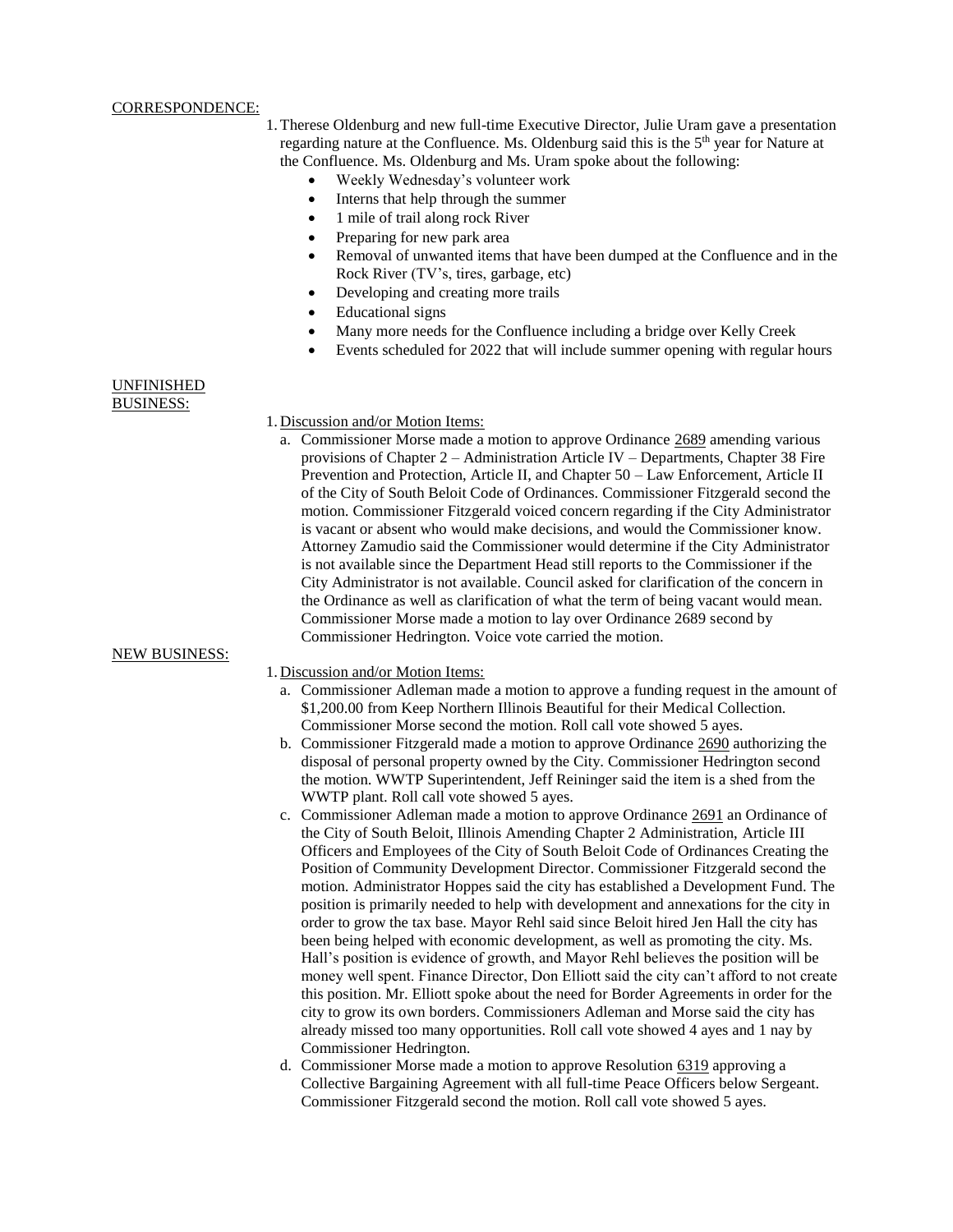CORRESPONDENCE:

1. Therese Oldenburg and new full-time Executive Director, Julie Uram gave a presentation regarding nature at the Confluence. Ms. Oldenburg said this is the 5th year for Nature at the Confluence. Ms. Oldenburg and Ms. Uram spoke about the following:
   - Weekly Wednesday's volunteer work
   - Interns that help through the summer
   - 1 mile of trail along rock River
   - Preparing for new park area
   - Removal of unwanted items that have been dumped at the Confluence and in the Rock River (TV's, tires, garbage, etc)
   - Developing and creating more trails
   - Educational signs
   - Many more needs for the Confluence including a bridge over Kelly Creek
   - Events scheduled for 2022 that will include summer opening with regular hours

UNFINISHED BUSINESS:

1. Discussion and/or Motion Items:
   a. Commissioner Morse made a motion to approve Ordinance 2689 amending various provisions of Chapter 2 – Administration Article IV – Departments, Chapter 38 Fire Prevention and Protection, Article II, and Chapter 50 – Law Enforcement, Article II of the City of South Beloit Code of Ordinances. Commissioner Fitzgerald second the motion. Commissioner Fitzgerald voiced concern regarding if the City Administrator is vacant or absent who would make decisions, and would the Commissioner know. Attorney Zamudio said the Commissioner would determine if the City Administrator is not available since the Department Head still reports to the Commissioner if the City Administrator is not available. Council asked for clarification of the concern in the Ordinance as well as clarification of what the term of being vacant would mean. Commissioner Morse made a motion to lay over Ordinance 2689 second by Commissioner Hedrington. Voice vote carried the motion.

NEW BUSINESS:

1. Discussion and/or Motion Items:
   a. Commissioner Adleman made a motion to approve a funding request in the amount of $1,200.00 from Keep Northern Illinois Beautiful for their Medical Collection. Commissioner Morse second the motion. Roll call vote showed 5 ayes.
   b. Commissioner Fitzgerald made a motion to approve Ordinance 2690 authorizing the disposal of personal property owned by the City. Commissioner Hedrington second the motion. WWTP Superintendent, Jeff Reininger said the item is a shed from the WWTP plant. Roll call vote showed 5 ayes.
   c. Commissioner Adleman made a motion to approve Ordinance 2691 an Ordinance of the City of South Beloit, Illinois Amending Chapter 2 Administration, Article III Officers and Employees of the City of South Beloit Code of Ordinances Creating the Position of Community Development Director. Commissioner Fitzgerald second the motion. Administrator Hoppes said the city has established a Development Fund. The position is primarily needed to help with development and annexations for the city in order to grow the tax base. Mayor Rehl said since Beloit hired Jen Hall the city has been being helped with economic development, as well as promoting the city. Ms. Hall's position is evidence of growth, and Mayor Rehl believes the position will be money well spent. Finance Director, Don Elliott said the city can't afford to not create this position. Mr. Elliott spoke about the need for Border Agreements in order for the city to grow its own borders. Commissioners Adleman and Morse said the city has already missed too many opportunities. Roll call vote showed 4 ayes and 1 nay by Commissioner Hedrington.
   d. Commissioner Morse made a motion to approve Resolution 6319 approving a Collective Bargaining Agreement with all full-time Peace Officers below Sergeant. Commissioner Fitzgerald second the motion. Roll call vote showed 5 ayes.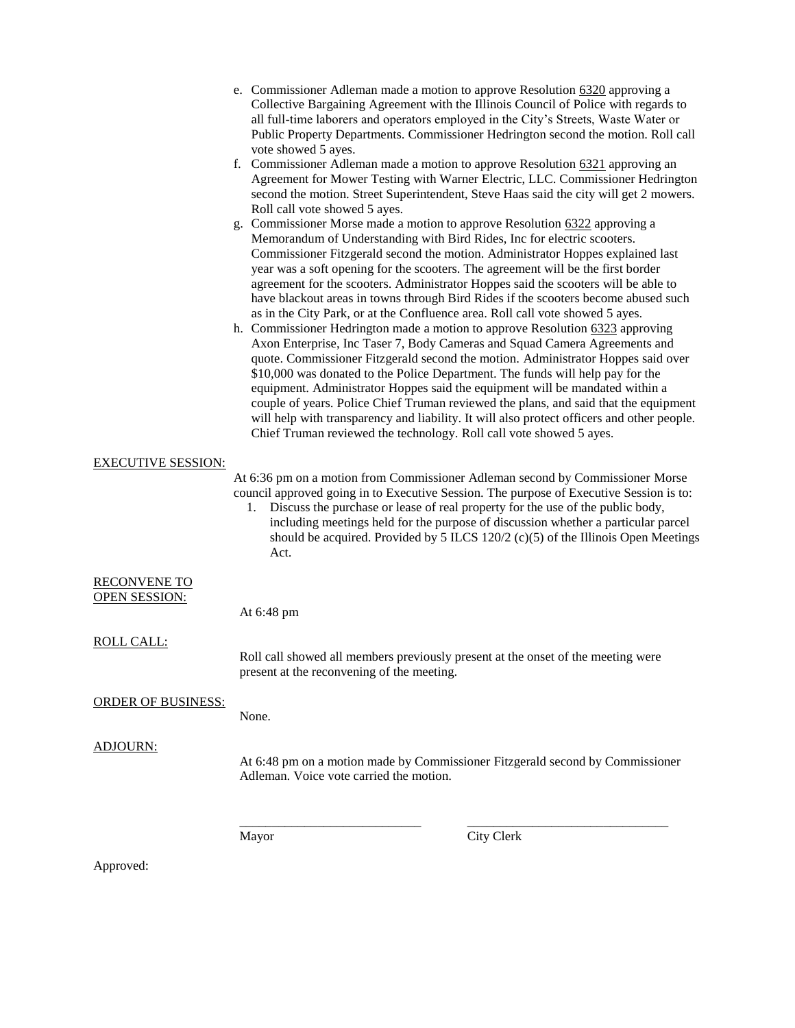e. Commissioner Adleman made a motion to approve Resolution 6320 approving a Collective Bargaining Agreement with the Illinois Council of Police with regards to all full-time laborers and operators employed in the City's Streets, Waste Water or Public Property Departments. Commissioner Hedrington second the motion. Roll call vote showed 5 ayes.

f. Commissioner Adleman made a motion to approve Resolution 6321 approving an Agreement for Mower Testing with Warner Electric, LLC. Commissioner Hedrington second the motion. Street Superintendent, Steve Haas said the city will get 2 mowers. Roll call vote showed 5 ayes.

g. Commissioner Morse made a motion to approve Resolution 6322 approving a Memorandum of Understanding with Bird Rides, Inc for electric scooters. Commissioner Fitzgerald second the motion. Administrator Hoppes explained last year was a soft opening for the scooters. The agreement will be the first border agreement for the scooters. Administrator Hoppes said the scooters will be able to have blackout areas in towns through Bird Rides if the scooters become abused such as in the City Park, or at the Confluence area. Roll call vote showed 5 ayes.

h. Commissioner Hedrington made a motion to approve Resolution 6323 approving Axon Enterprise, Inc Taser 7, Body Cameras and Squad Camera Agreements and quote. Commissioner Fitzgerald second the motion. Administrator Hoppes said over $10,000 was donated to the Police Department. The funds will help pay for the equipment. Administrator Hoppes said the equipment will be mandated within a couple of years. Police Chief Truman reviewed the plans, and said that the equipment will help with transparency and liability. It will also protect officers and other people. Chief Truman reviewed the technology. Roll call vote showed 5 ayes.

EXECUTIVE SESSION:

At 6:36 pm on a motion from Commissioner Adleman second by Commissioner Morse council approved going in to Executive Session. The purpose of Executive Session is to:

1. Discuss the purchase or lease of real property for the use of the public body, including meetings held for the purpose of discussion whether a particular parcel should be acquired. Provided by 5 ILCS 120/2 (c)(5) of the Illinois Open Meetings Act.

RECONVENE TO OPEN SESSION:

At 6:48 pm

ROLL CALL:

Roll call showed all members previously present at the onset of the meeting were present at the reconvening of the meeting.

ORDER OF BUSINESS:

None.

ADJOURN:

At 6:48 pm on a motion made by Commissioner Fitzgerald second by Commissioner Adleman. Voice vote carried the motion.

____________________________ ________________________________

Mayor City Clerk

Approved: